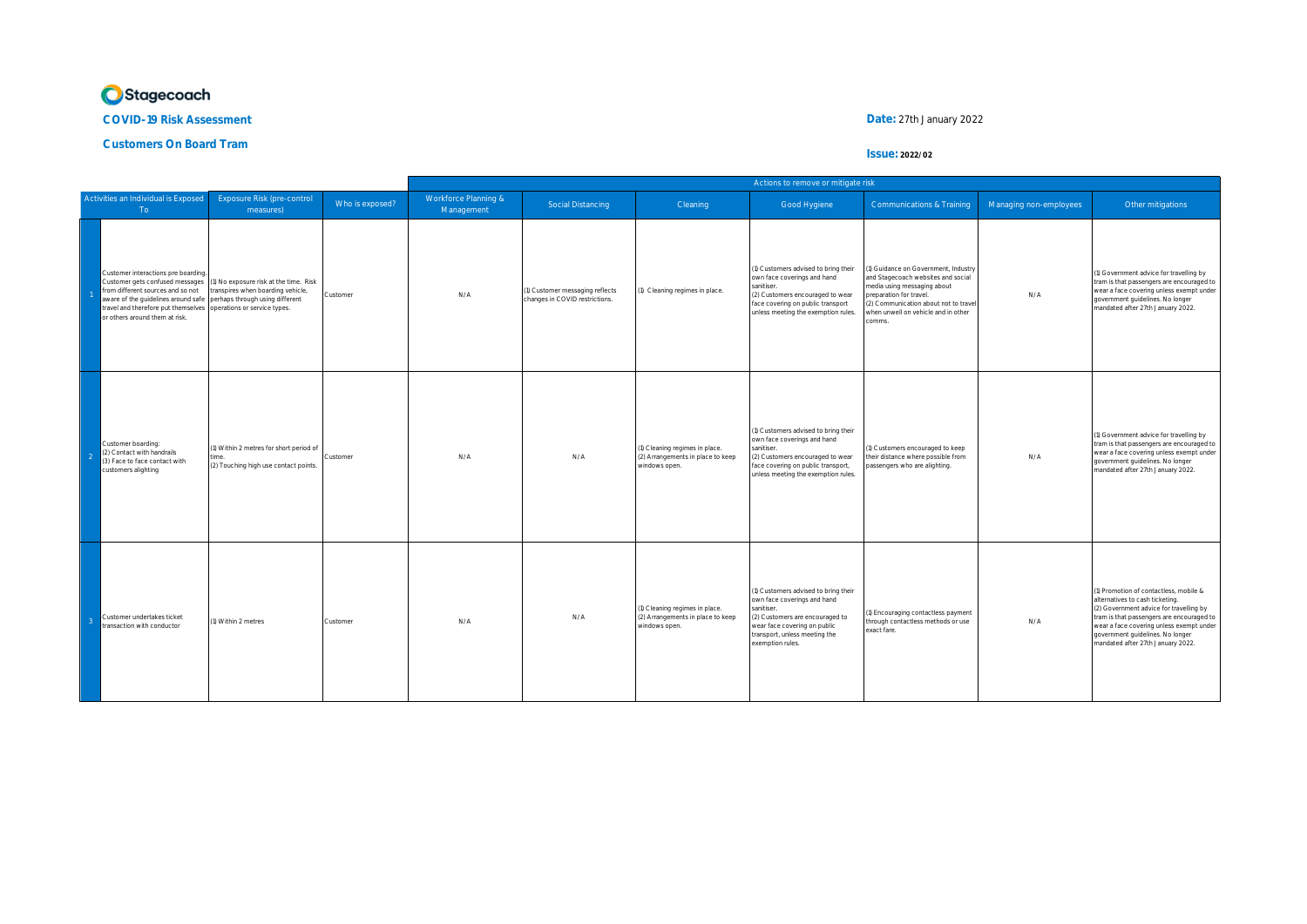Stagecoach

**COVID-19 Risk Assessment**

**Customers On Board Tram**

**Date:** 27th January 2022

**Issue: 2022/02**

| | Activities an Individual is Exposed To | Exposure Risk (pre-control measures) | Who is exposed? | Actions to remove or mitigate risk | | | | | | |
|---|---|---|---|---|---|---|---|---|---|---|
| | | | | Workforce Planning & Management | Social Distancing | Cleaning | Good Hygiene | Communications & Training | Managing non-employees | Other mitigations |
| 1 | Customer interactions pre boarding. Customer gets confused messages from different sources and so not aware of the guidelines around safe travel and therefore put themselves or others around them at risk. | (1) No exposure risk at the time. Risk transpires when boarding vehicle, perhaps through using different operations or service types. | Customer | N/A | (1) Customer messaging reflects changes in COVID restrictions. | (1) Cleaning regimes in place. | (1) Customers advised to bring their own face coverings and hand sanitiser. (2) Customers encouraged to wear face covering on public transport unless meeting the exemption rules. | (1) Guidance on Government, Industry and Stagecoach websites and social media using messaging about preparation for travel. (2) Communication about not to travel when unwell on vehicle and in other comms. | N/A | (1) Government advice for travelling by tram is that passengers are encouraged to wear a face covering unless exempt under government guidelines. No longer mandated after 27th January 2022. |
| 2 | Customer boarding: (2) Contact with handrails (3) Face to face contact with customers alighting | (1) Within 2 metres for short period of time. (2) Touching high use contact points. | Customer | N/A | N/A | (1) Cleaning regimes in place. (2) Arrangements in place to keep windows open. | (1) Customers advised to bring their own face coverings and hand sanitiser. (2) Customers encouraged to wear face covering on public transport, unless meeting the exemption rules. | (1) Customers encouraged to keep their distance where possible from passengers who are alighting. | N/A | (1) Government advice for travelling by tram is that passengers are encouraged to wear a face covering unless exempt under government guidelines. No longer mandated after 27th January 2022. |
| 3 | Customer undertakes ticket transaction with conductor | (1) Within 2 metres | Customer | N/A | N/A | (1) Cleaning regimes in place. (2) Arrangements in place to keep windows open. | (1) Customers advised to bring their own face coverings and hand sanitiser. (2) Customers are encouraged to wear face covering on public transport, unless meeting the exemption rules. | (1) Encouraging contactless payment through contactless methods or use exact fare. | N/A | (1) Promotion of contactless, mobile & alternatives to cash ticketing. (2) Government advice for travelling by tram is that passengers are encouraged to wear a face covering unless exempt under government guidelines. No longer mandated after 27th January 2022. |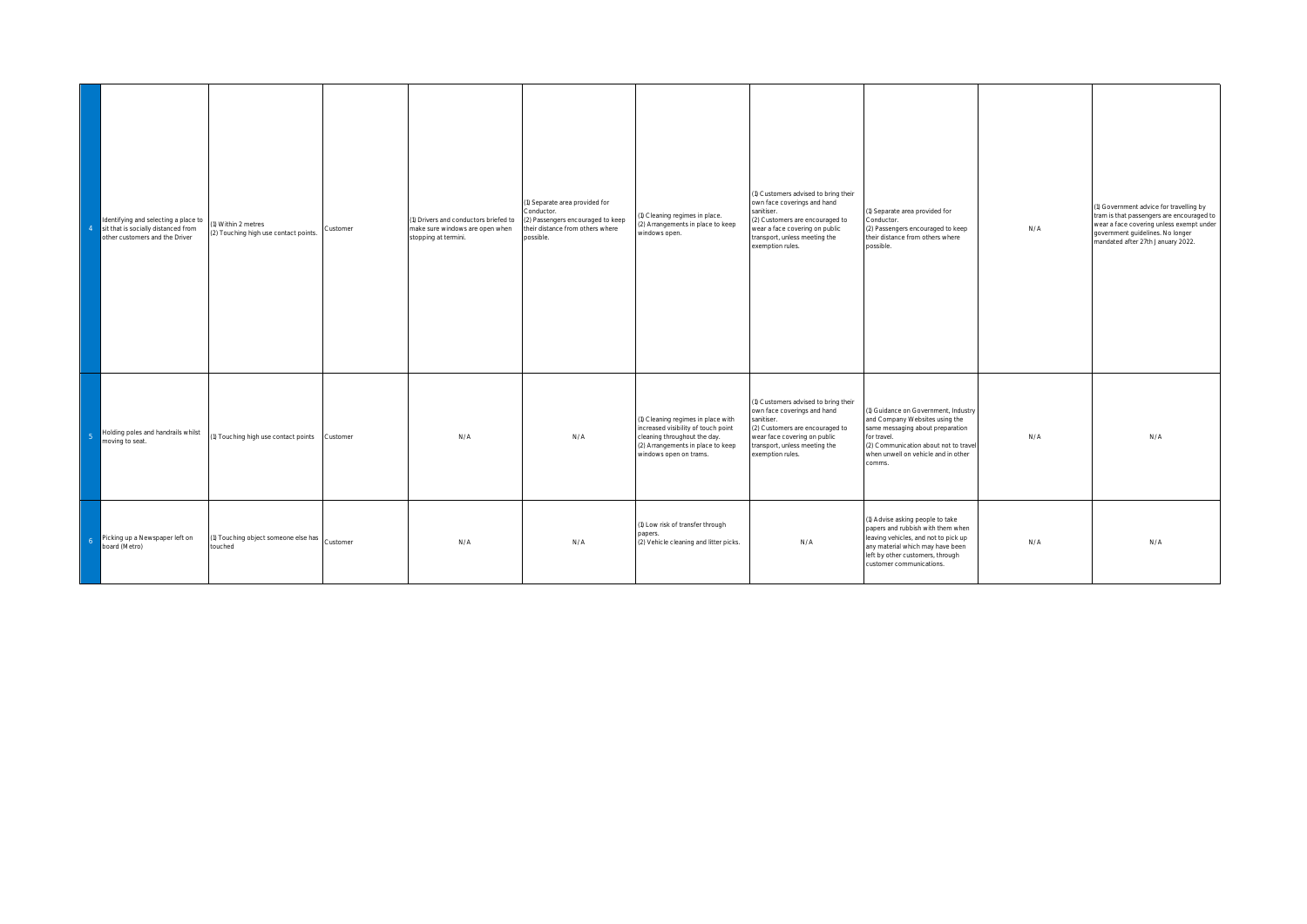| | | | | | | | | | | |
|---|---|---|---|---|---|---|---|---|---|---|
| 4 | Identifying and selecting a place to sit that is socially distanced from other customers and the Driver | (1) Within 2 metres<br>(2) Touching high use contact points. | Customer | (1) Drivers and conductors briefed to make sure windows are open when stopping at termini. | (1) Separate area provided for Conductor.<br>(2) Passengers encouraged to keep their distance from others where possible. | (1) Cleaning regimes in place.<br>(2) Arrangements in place to keep windows open. | (1) Customers advised to bring their own face coverings and hand sanitiser.<br>(2) Customers are encouraged to wear a face covering on public transport, unless meeting the exemption rules. | (1) Separate area provided for Conductor.<br>(2) Passengers encouraged to keep their distance from others where possible. | N/A | (1) Government advice for travelling by tram is that passengers are encouraged to wear a face covering unless exempt under government guidelines. No longer mandated after 27th January 2022. |
| 5 | Holding poles and handrails whilst moving to seat. | (1) Touching high use contact points | Customer | N/A | N/A | (1) Cleaning regimes in place with increased visibility of touch point cleaning throughout the day.<br>(2) Arrangements in place to keep windows open on trams. | (1) Customers advised to bring their own face coverings and hand sanitiser.<br>(2) Customers are encouraged to wear face covering on public transport, unless meeting the exemption rules. | (1) Guidance on Government, Industry and Company Websites using the same messaging about preparation for travel.<br>(2) Communication about not to travel when unwell on vehicle and in other comms. | N/A | N/A |
| 6 | Picking up a Newspaper left on board (Metro) | (1) Touching object someone else has touched | Customer | N/A | N/A | (1) Low risk of transfer through papers.<br>(2) Vehicle cleaning and litter picks. | N/A | (1) Advise asking people to take papers and rubbish with them when leaving vehicles, and not to pick up any material which may have been left by other customers, through customer communications. | N/A | N/A |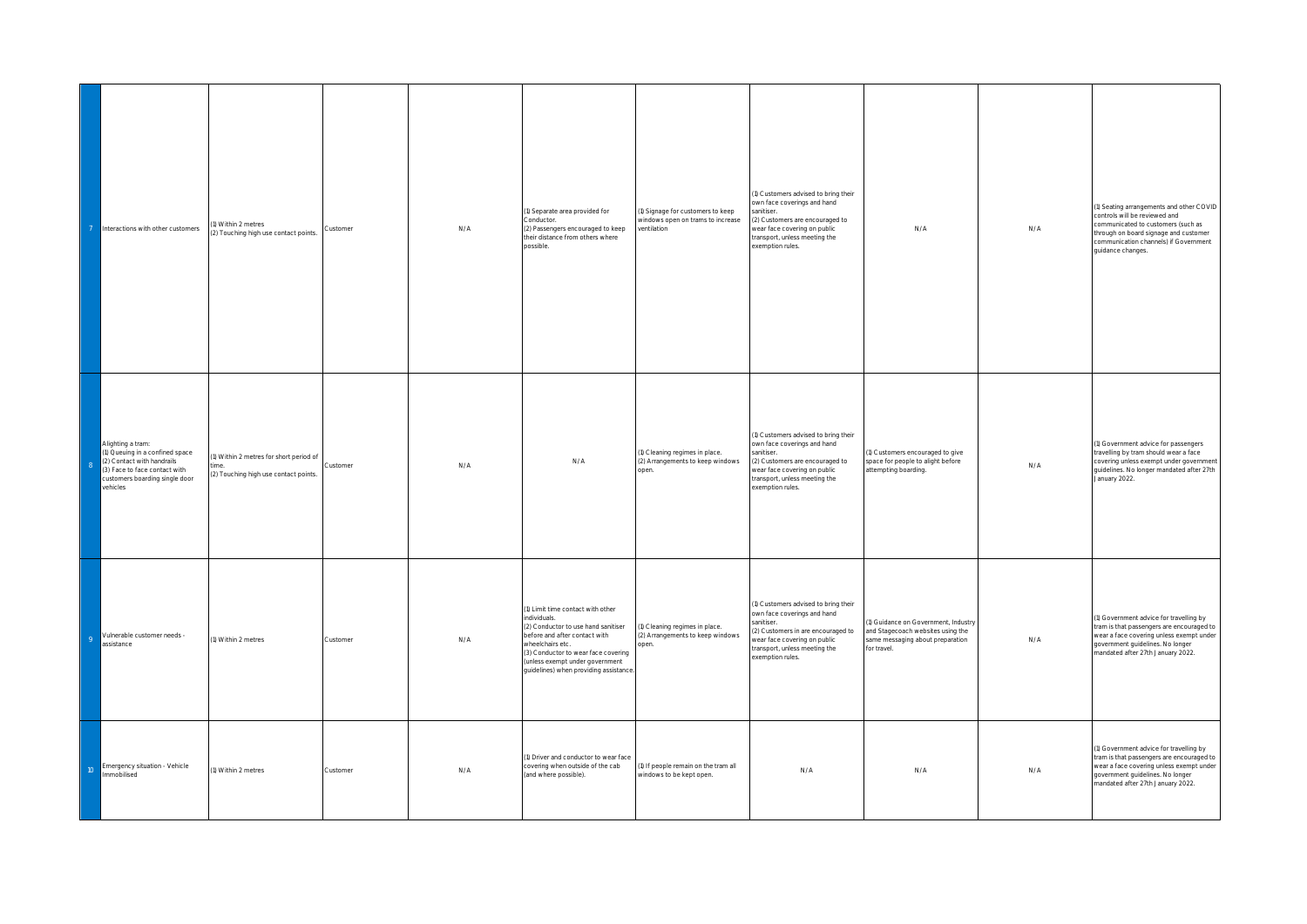| | | | | | | | | | | |
|---|---|---|---|---|---|---|---|---|---|---|
| 7 | Interactions with other customers | (1) Within 2 metres<br>(2) Touching high use contact points. | Customer | N/A | (1) Separate area provided for Conductor.<br>(2) Passengers encouraged to keep their distance from others where possible. | (1) Signage for customers to keep windows open on trams to increase ventilation | (1) Customers advised to bring their own face coverings and hand sanitiser.<br>(2) Customers are encouraged to wear face covering on public transport, unless meeting the exemption rules. | N/A | N/A | (1) Seating arrangements and other COVID controls will be reviewed and communicated to customers (such as through on board signage and customer communication channels) if Government guidance changes. |
| 8 | Alighting a tram:<br>(1) Queuing in a confined space<br>(2) Contact with handrails<br>(3) Face to face contact with customers boarding single door vehicles | (1) Within 2 metres for short period of time.<br>(2) Touching high use contact points. | Customer | N/A | N/A | (1) Cleaning regimes in place.<br>(2) Arrangements to keep windows open. | (1) Customers advised to bring their own face coverings and hand sanitiser.<br>(2) Customers are encouraged to wear face covering on public transport, unless meeting the exemption rules. | (1) Customers encouraged to give space for people to alight before attempting boarding. | N/A | (1) Government advice for passengers travelling by tram should wear a face covering unless exempt under government guidelines. No longer mandated after 27th January 2022. |
| 9 | Vulnerable customer needs - assistance | (1) Within 2 metres | Customer | N/A | (1) Limit time contact with other individuals.<br>(2) Conductor to use hand sanitiser before and after contact with wheelchairs etc.<br>(3) Conductor to wear face covering (unless exempt under government guidelines) when providing assistance. | (1) Cleaning regimes in place.<br>(2) Arrangements to keep windows open. | (1) Customers advised to bring their own face coverings and hand sanitiser.<br>(2) Customers in are encouraged to wear face covering on public transport, unless meeting the exemption rules. | (1) Guidance on Government, Industry and Stagecoach websites using the same messaging about preparation for travel. | N/A | (1) Government advice for travelling by tram is that passengers are encouraged to wear a face covering unless exempt under government guidelines. No longer mandated after 27th January 2022. |
| 10 | Emergency situation - Vehicle Immobilised | (1) Within 2 metres | Customer | N/A | (1) Driver and conductor to wear face covering when outside of the cab (and where possible). | (1) If people remain on the tram all windows to be kept open. | N/A | N/A | N/A | (1) Government advice for travelling by tram is that passengers are encouraged to wear a face covering unless exempt under government guidelines. No longer mandated after 27th January 2022. |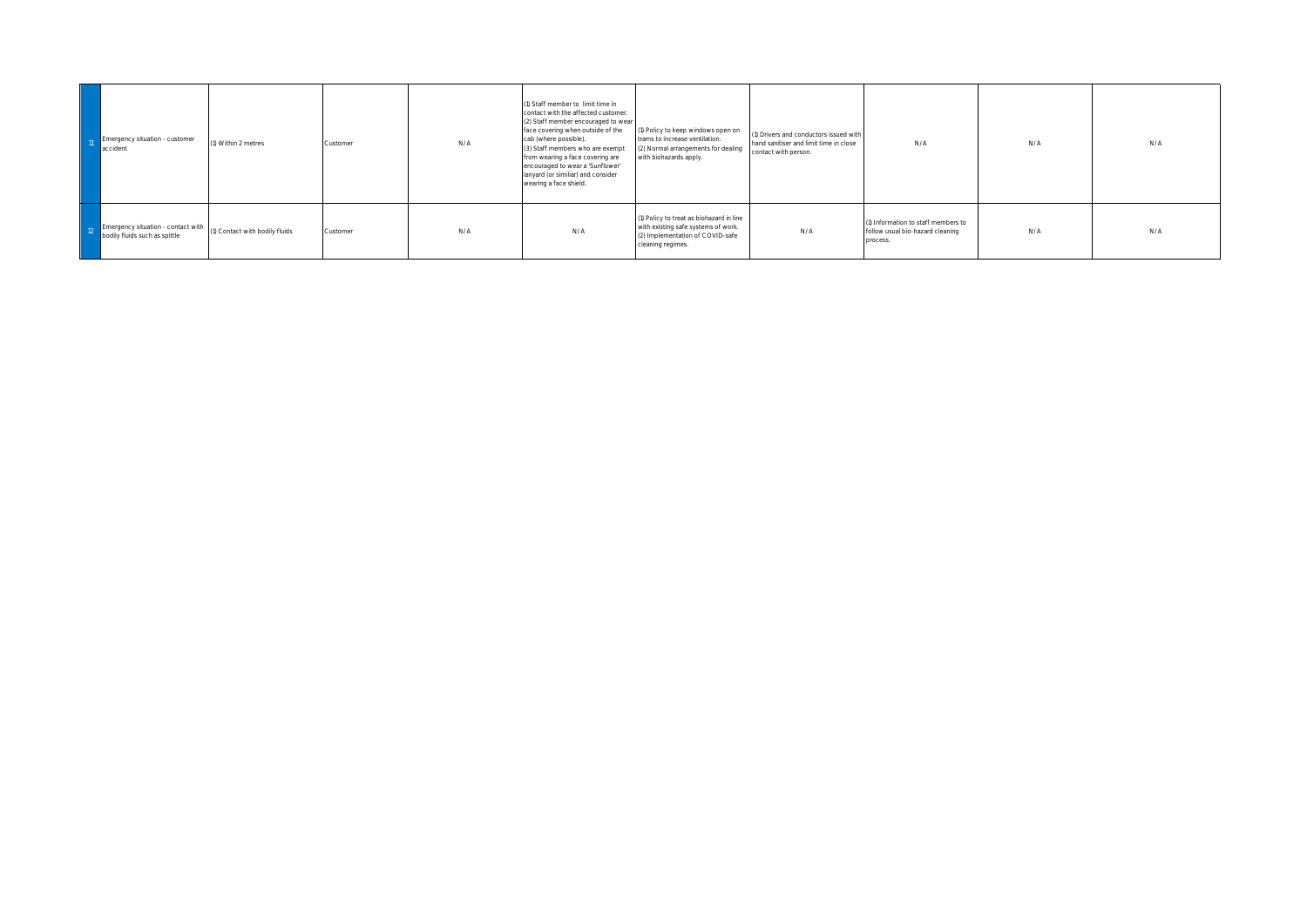| | | | | | | | | | | |
|---|---|---|---|---|---|---|---|---|---|---|
| 11 | Emergency situation - customer accident | (1) Within 2 metres | Customer | N/A | (1) Staff member to limit time in contact with the affected customer. (2) Staff member encouraged to wear face covering when outside of the cab (where possible). (3) Staff members who are exempt from wearing a face covering are encouraged to wear a 'Sunflower' lanyard (or similiar) and consider wearing a face shield. | (1) Policy to keep windows open on trams to increase ventilation. (2) Normal arrangements for dealing with biohazards apply. | (1) Drivers and conductors issued with hand sanitiser and limit time in close contact with person. | N/A | N/A | N/A |
| 12 | Emergency situation - contact with bodily fluids such as spittle | (1) Contact with bodily fluids | Customer | N/A | N/A | (1) Policy to treat as biohazard in line with existing safe systems of work. (2) Implementation of COVID-safe cleaning regimes. | N/A | (1) Information to staff members to follow usual bio-hazard cleaning process. | N/A | N/A |